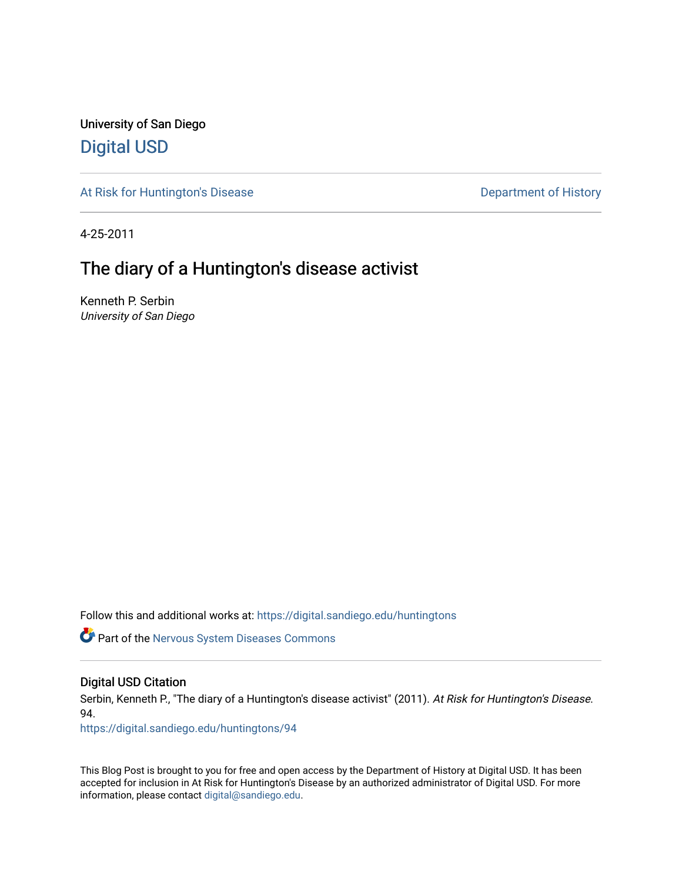University of San Diego

# Digital USD

At Risk for Huntington's Disease | Department of History

4-25-2011

## The diary of a Huntington's disease activist

Kenneth P. Serbin
*University of San Diego*

Follow this and additional works at: https://digital.sandiego.edu/huntingtons

Part of the Nervous System Diseases Commons

### Digital USD Citation

Serbin, Kenneth P., "The diary of a Huntington's disease activist" (2011). *At Risk for Huntington's Disease*. 94.
https://digital.sandiego.edu/huntingtons/94

This Blog Post is brought to you for free and open access by the Department of History at Digital USD. It has been accepted for inclusion in At Risk for Huntington's Disease by an authorized administrator of Digital USD. For more information, please contact digital@sandiego.edu.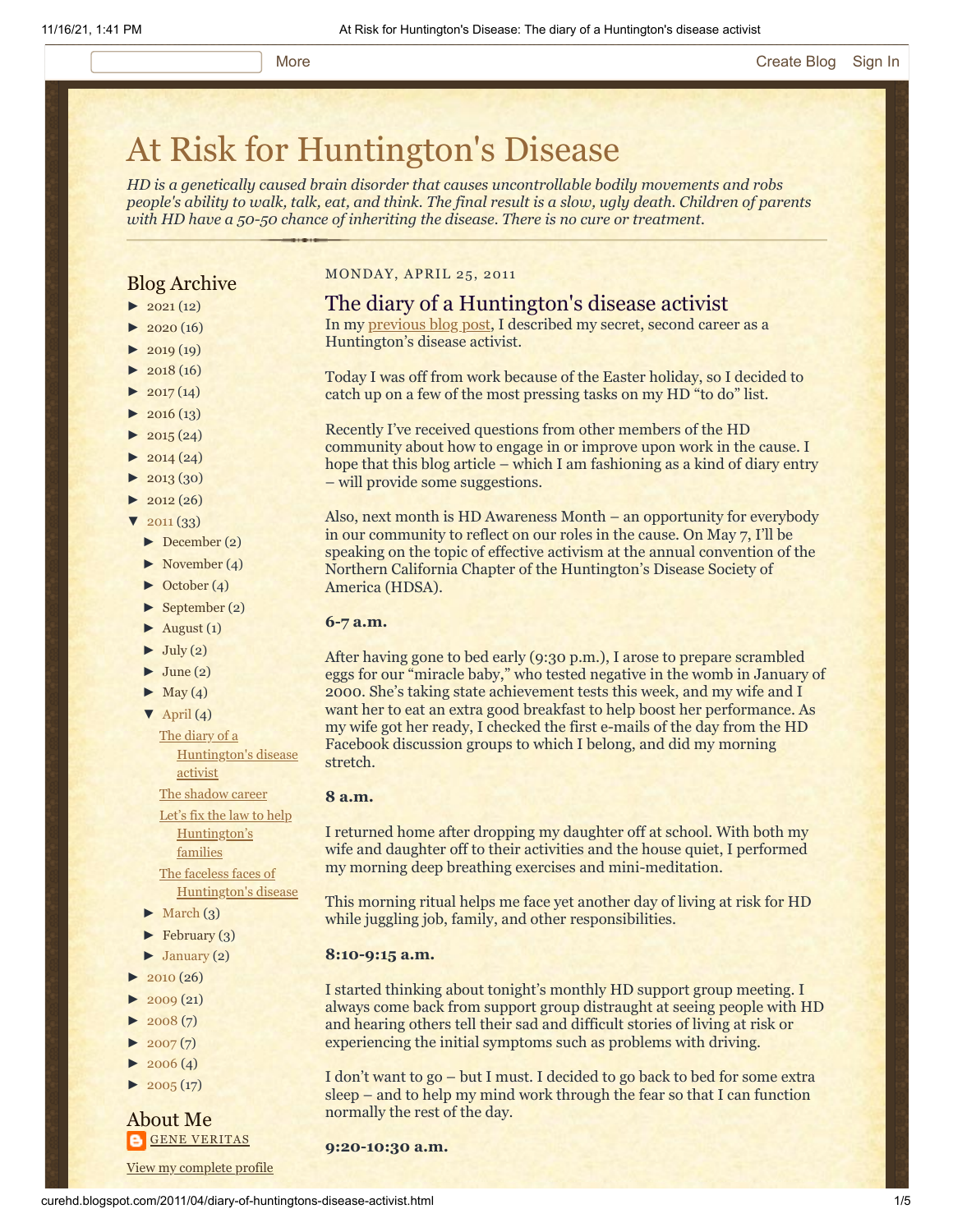# At Risk for Huntington's Disease

*HD is a genetically caused brain disorder that causes uncontrollable bodily movements and robs people's ability to walk, talk, eat, and think. The final result is a slow, ugly death. Children of parents with HD have a 50-50 chance of inheriting the disease. There is no cure or treatment.*

## Blog Archive

- ► 2021 (12)
- ► 2020 (16)
- ► 2019 (19)
- ► 2018 (16)
- ► 2017 (14)
- ► 2016 (13)
- ► 2015 (24)
- ► 2014 (24)
- ► 2013 (30)
- ► 2012 (26)
- ▼ 2011 (33)
  - ► December (2)
  - ► November (4)
  - ► October (4)
  - ► September (2)
  - ► August (1)
  - ► July (2)
  - ► June (2)
  - ► May (4)
  - ▼ April (4)
    - The diary of a Huntington's disease activist
    - The shadow career
    - Let's fix the law to help Huntington's families
    - The faceless faces of Huntington's disease
  - ► March (3)
  - ► February (3)
  - ► January (2)
- ► 2010 (26)
- ► 2009 (21)
- ► 2008 (7)
- ► 2007 (7)
- ► 2006 (4)
- ► 2005 (17)

## About Me

GENE VERITAS

View my complete profile

MONDAY, APRIL 25, 2011

## The diary of a Huntington's disease activist

In my previous blog post, I described my secret, second career as a Huntington's disease activist.

Today I was off from work because of the Easter holiday, so I decided to catch up on a few of the most pressing tasks on my HD "to do" list.

Recently I've received questions from other members of the HD community about how to engage in or improve upon work in the cause. I hope that this blog article – which I am fashioning as a kind of diary entry – will provide some suggestions.

Also, next month is HD Awareness Month – an opportunity for everybody in our community to reflect on our roles in the cause. On May 7, I'll be speaking on the topic of effective activism at the annual convention of the Northern California Chapter of the Huntington's Disease Society of America (HDSA).

**6-7 a.m.**

After having gone to bed early (9:30 p.m.), I arose to prepare scrambled eggs for our "miracle baby," who tested negative in the womb in January of 2000. She's taking state achievement tests this week, and my wife and I want her to eat an extra good breakfast to help boost her performance. As my wife got her ready, I checked the first e-mails of the day from the HD Facebook discussion groups to which I belong, and did my morning stretch.

**8 a.m.**

I returned home after dropping my daughter off at school. With both my wife and daughter off to their activities and the house quiet, I performed my morning deep breathing exercises and mini-meditation.

This morning ritual helps me face yet another day of living at risk for HD while juggling job, family, and other responsibilities.

**8:10-9:15 a.m.**

I started thinking about tonight's monthly HD support group meeting. I always come back from support group distraught at seeing people with HD and hearing others tell their sad and difficult stories of living at risk or experiencing the initial symptoms such as problems with driving.

I don't want to go – but I must. I decided to go back to bed for some extra sleep – and to help my mind work through the fear so that I can function normally the rest of the day.

**9:20-10:30 a.m.**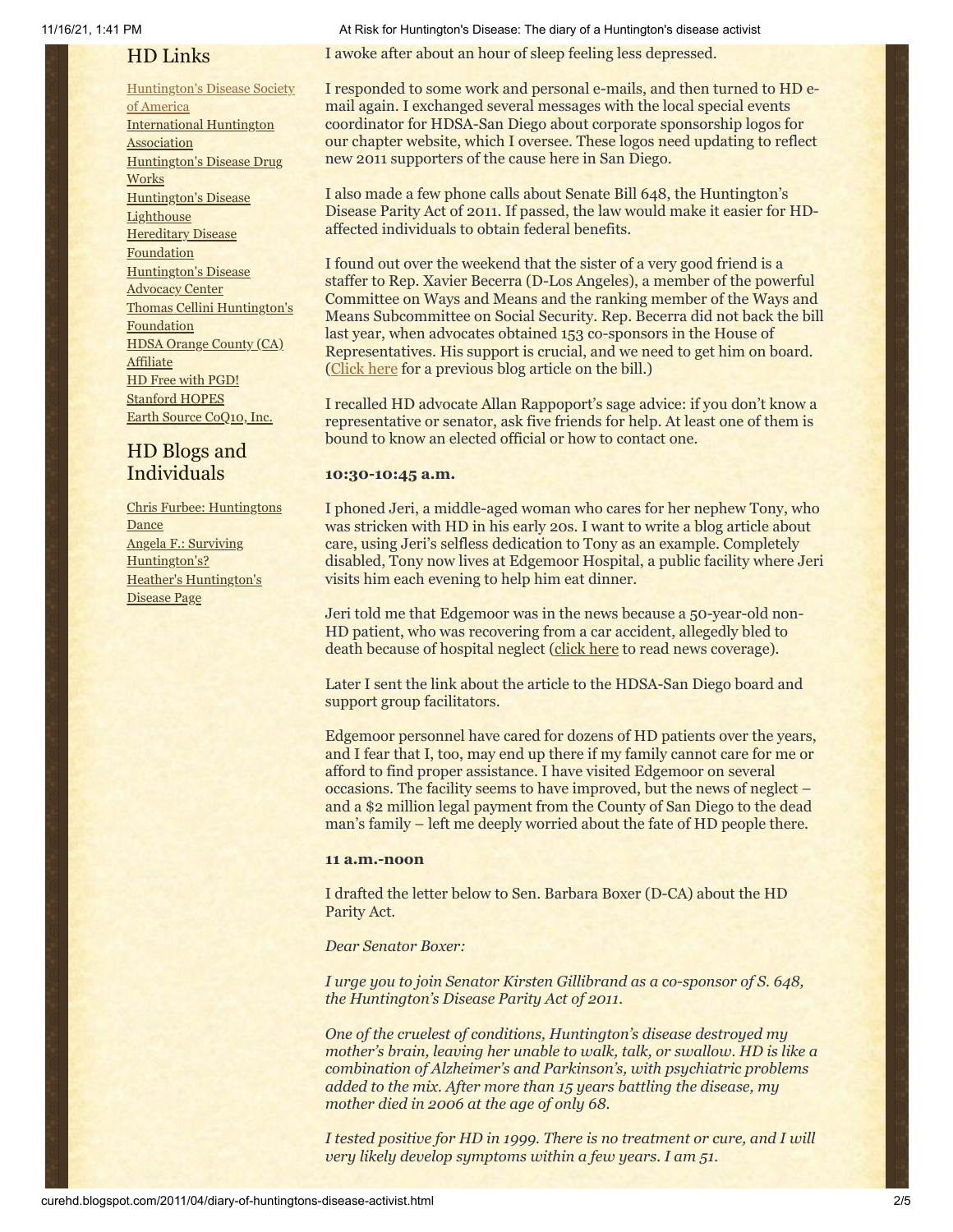## HD Links

[Huntington's Disease Society of America]
[International Huntington Association]
[Huntington's Disease Drug Works]
[Huntington's Disease Lighthouse]
[Hereditary Disease Foundation]
[Huntington's Disease Advocacy Center]
[Thomas Cellini Huntington's Foundation]
[HDSA Orange County (CA) Affiliate]
[HD Free with PGD!]
[Stanford HOPES]
[Earth Source CoQ10, Inc.]

## HD Blogs and Individuals

[Chris Furbee: Huntingtons Dance]
[Angela F.: Surviving Huntington's?]
[Heather's Huntington's Disease Page]

I awoke after about an hour of sleep feeling less depressed.

I responded to some work and personal e-mails, and then turned to HD e-mail again. I exchanged several messages with the local special events coordinator for HDSA-San Diego about corporate sponsorship logos for our chapter website, which I oversee. These logos need updating to reflect new 2011 supporters of the cause here in San Diego.

I also made a few phone calls about Senate Bill 648, the Huntington's Disease Parity Act of 2011. If passed, the law would make it easier for HD-affected individuals to obtain federal benefits.

I found out over the weekend that the sister of a very good friend is a staffer to Rep. Xavier Becerra (D-Los Angeles), a member of the powerful Committee on Ways and Means and the ranking member of the Ways and Means Subcommittee on Social Security. Rep. Becerra did not back the bill last year, when advocates obtained 153 co-sponsors in the House of Representatives. His support is crucial, and we need to get him on board. (Click here for a previous blog article on the bill.)

I recalled HD advocate Allan Rappoport's sage advice: if you don't know a representative or senator, ask five friends for help. At least one of them is bound to know an elected official or how to contact one.

**10:30-10:45 a.m.**

I phoned Jeri, a middle-aged woman who cares for her nephew Tony, who was stricken with HD in his early 20s. I want to write a blog article about care, using Jeri's selfless dedication to Tony as an example. Completely disabled, Tony now lives at Edgemoor Hospital, a public facility where Jeri visits him each evening to help him eat dinner.

Jeri told me that Edgemoor was in the news because a 50-year-old non-HD patient, who was recovering from a car accident, allegedly bled to death because of hospital neglect (click here to read news coverage).

Later I sent the link about the article to the HDSA-San Diego board and support group facilitators.

Edgemoor personnel have cared for dozens of HD patients over the years, and I fear that I, too, may end up there if my family cannot care for me or afford to find proper assistance. I have visited Edgemoor on several occasions. The facility seems to have improved, but the news of neglect – and a $2 million legal payment from the County of San Diego to the dead man's family – left me deeply worried about the fate of HD people there.

**11 a.m.-noon**

I drafted the letter below to Sen. Barbara Boxer (D-CA) about the HD Parity Act.

*Dear Senator Boxer:*

*I urge you to join Senator Kirsten Gillibrand as a co-sponsor of S. 648, the Huntington's Disease Parity Act of 2011.*

*One of the cruelest of conditions, Huntington's disease destroyed my mother's brain, leaving her unable to walk, talk, or swallow. HD is like a combination of Alzheimer's and Parkinson's, with psychiatric problems added to the mix. After more than 15 years battling the disease, my mother died in 2006 at the age of only 68.*

*I tested positive for HD in 1999. There is no treatment or cure, and I will very likely develop symptoms within a few years. I am 51.*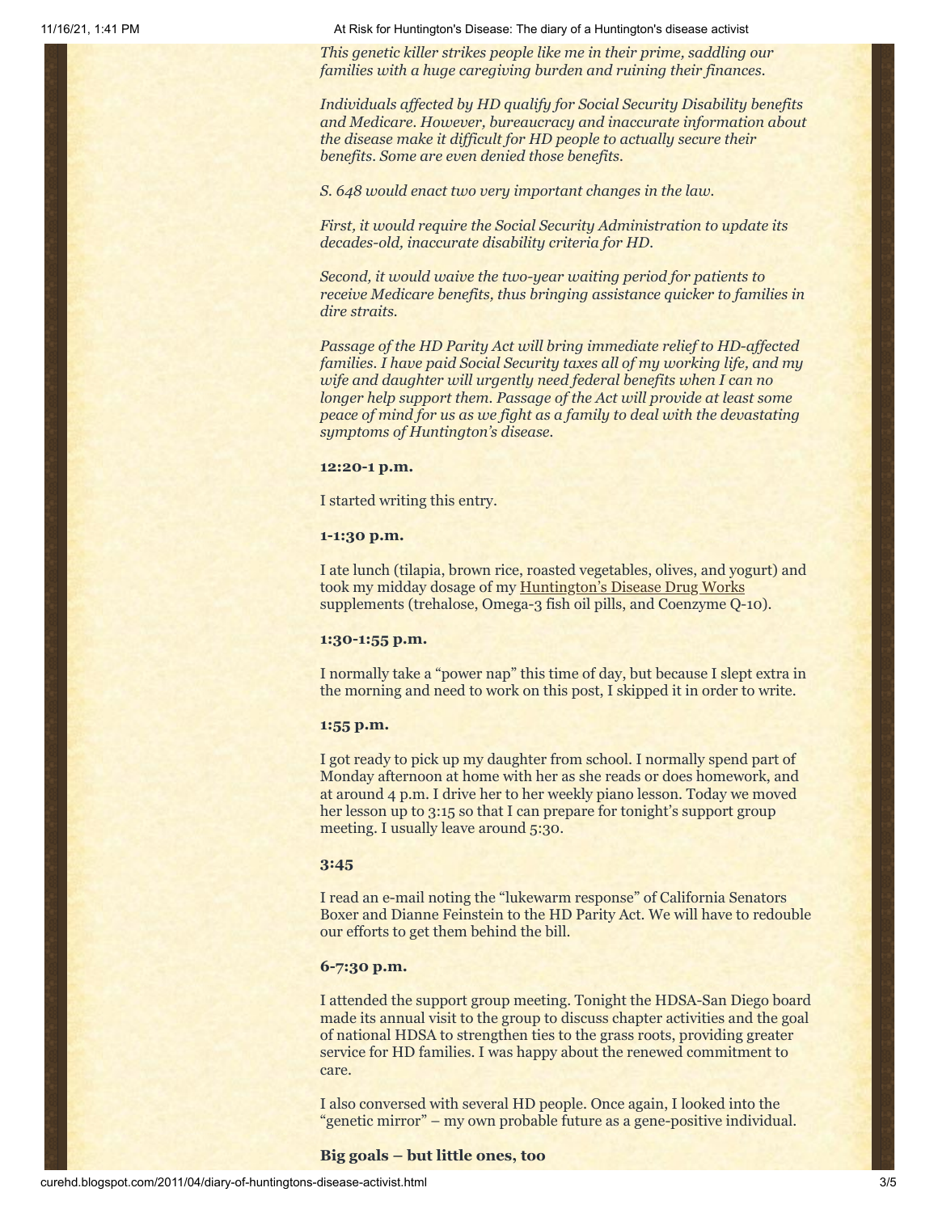*This genetic killer strikes people like me in their prime, saddling our families with a huge caregiving burden and ruining their finances.*

*Individuals affected by HD qualify for Social Security Disability benefits and Medicare. However, bureaucracy and inaccurate information about the disease make it difficult for HD people to actually secure their benefits. Some are even denied those benefits.*

*S. 648 would enact two very important changes in the law.*

*First, it would require the Social Security Administration to update its decades-old, inaccurate disability criteria for HD.*

*Second, it would waive the two-year waiting period for patients to receive Medicare benefits, thus bringing assistance quicker to families in dire straits.*

*Passage of the HD Parity Act will bring immediate relief to HD-affected families. I have paid Social Security taxes all of my working life, and my wife and daughter will urgently need federal benefits when I can no longer help support them. Passage of the Act will provide at least some peace of mind for us as we fight as a family to deal with the devastating symptoms of Huntington's disease.*

**12:20-1 p.m.**

I started writing this entry.

**1-1:30 p.m.**

I ate lunch (tilapia, brown rice, roasted vegetables, olives, and yogurt) and took my midday dosage of my Huntington's Disease Drug Works supplements (trehalose, Omega-3 fish oil pills, and Coenzyme Q-10).

**1:30-1:55 p.m.**

I normally take a "power nap" this time of day, but because I slept extra in the morning and need to work on this post, I skipped it in order to write.

**1:55 p.m.**

I got ready to pick up my daughter from school. I normally spend part of Monday afternoon at home with her as she reads or does homework, and at around 4 p.m. I drive her to her weekly piano lesson. Today we moved her lesson up to 3:15 so that I can prepare for tonight's support group meeting. I usually leave around 5:30.

**3:45**

I read an e-mail noting the "lukewarm response" of California Senators Boxer and Dianne Feinstein to the HD Parity Act. We will have to redouble our efforts to get them behind the bill.

**6-7:30 p.m.**

I attended the support group meeting. Tonight the HDSA-San Diego board made its annual visit to the group to discuss chapter activities and the goal of national HDSA to strengthen ties to the grass roots, providing greater service for HD families. I was happy about the renewed commitment to care.

I also conversed with several HD people. Once again, I looked into the "genetic mirror" – my own probable future as a gene-positive individual.

**Big goals – but little ones, too**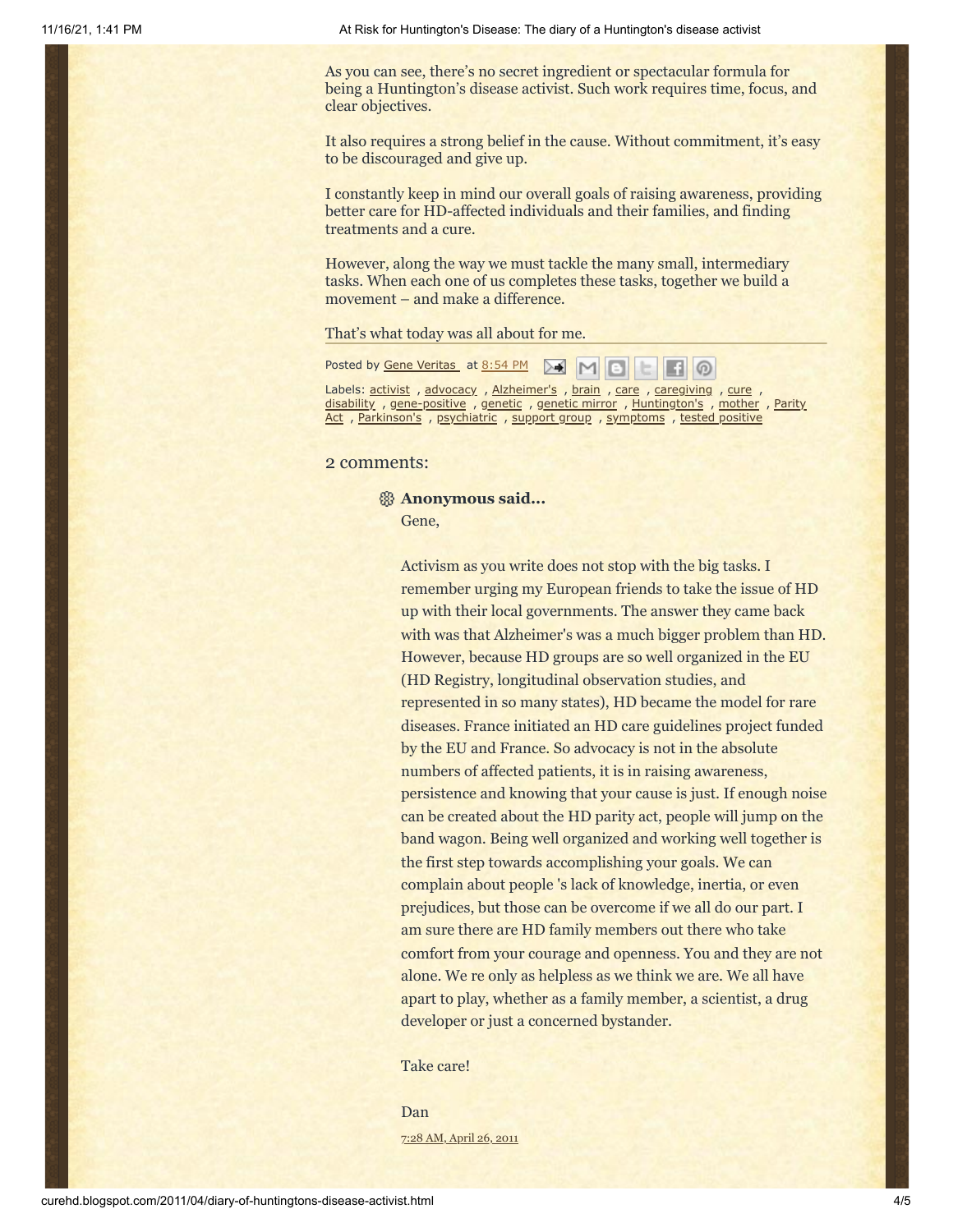As you can see, there's no secret ingredient or spectacular formula for being a Huntington's disease activist. Such work requires time, focus, and clear objectives.

It also requires a strong belief in the cause. Without commitment, it's easy to be discouraged and give up.

I constantly keep in mind our overall goals of raising awareness, providing better care for HD-affected individuals and their families, and finding treatments and a cure.

However, along the way we must tackle the many small, intermediary tasks. When each one of us completes these tasks, together we build a movement – and make a difference.

That's what today was all about for me.

Posted by Gene Veritas at 8:54 PM

Labels: activist , advocacy , Alzheimer's , brain , care , caregiving , cure , disability , gene-positive , genetic , genetic mirror , Huntington's , mother , Parity Act , Parkinson's , psychiatric , support group , symptoms , tested positive

## 2 comments:

**Anonymous said...**

Gene,

Activism as you write does not stop with the big tasks. I remember urging my European friends to take the issue of HD up with their local governments. The answer they came back with was that Alzheimer's was a much bigger problem than HD. However, because HD groups are so well organized in the EU (HD Registry, longitudinal observation studies, and represented in so many states), HD became the model for rare diseases. France initiated an HD care guidelines project funded by the EU and France. So advocacy is not in the absolute numbers of affected patients, it is in raising awareness, persistence and knowing that your cause is just. If enough noise can be created about the HD parity act, people will jump on the band wagon. Being well organized and working well together is the first step towards accomplishing your goals. We can complain about people 's lack of knowledge, inertia, or even prejudices, but those can be overcome if we all do our part. I am sure there are HD family members out there who take comfort from your courage and openness. You and they are not alone. We re only as helpless as we think we are. We all have apart to play, whether as a family member, a scientist, a drug developer or just a concerned bystander.

Take care!

Dan

7:28 AM, April 26, 2011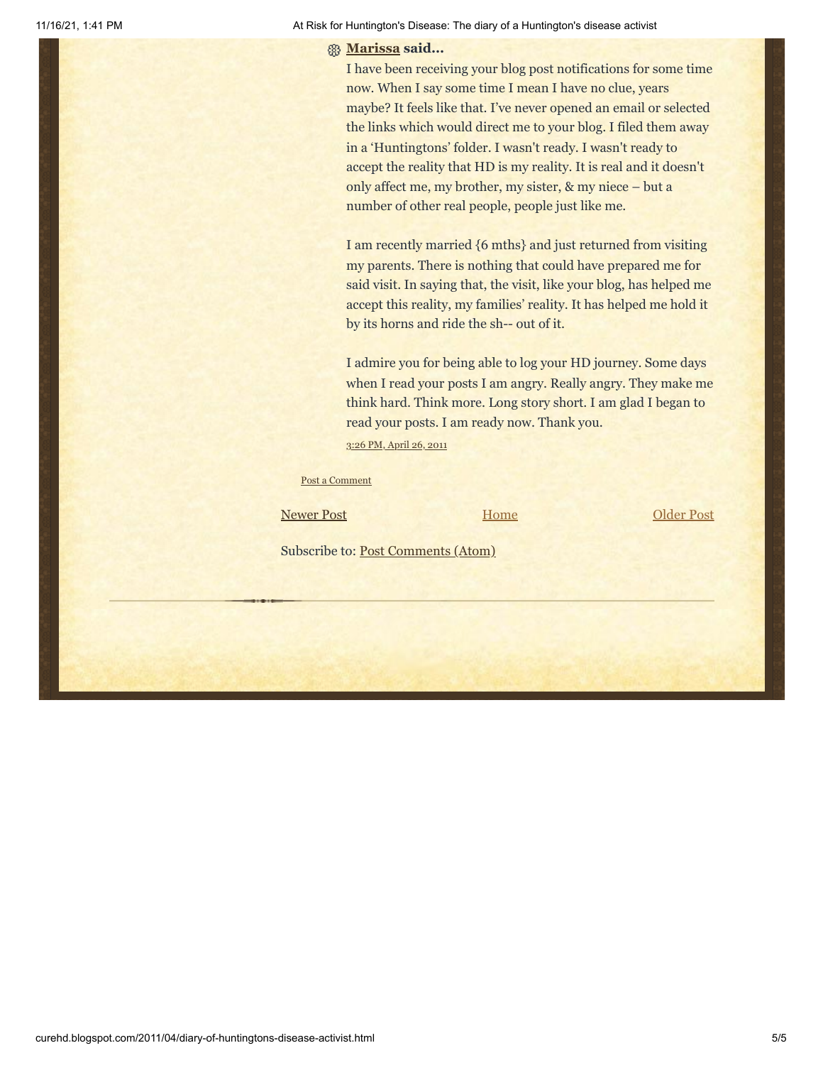**Marissa** said...

I have been receiving your blog post notifications for some time now. When I say some time I mean I have no clue, years maybe? It feels like that. I've never opened an email or selected the links which would direct me to your blog. I filed them away in a 'Huntingtons' folder. I wasn't ready. I wasn't ready to accept the reality that HD is my reality. It is real and it doesn't only affect me, my brother, my sister, & my niece – but a number of other real people, people just like me.

I am recently married {6 mths} and just returned from visiting my parents. There is nothing that could have prepared me for said visit. In saying that, the visit, like your blog, has helped me accept this reality, my families' reality. It has helped me hold it by its horns and ride the sh-- out of it.

I admire you for being able to log your HD journey. Some days when I read your posts I am angry. Really angry. They make me think hard. Think more. Long story short. I am glad I began to read your posts. I am ready now. Thank you.

3:26 PM, April 26, 2011

Post a Comment

Newer Post Home Older Post

Subscribe to: Post Comments (Atom)